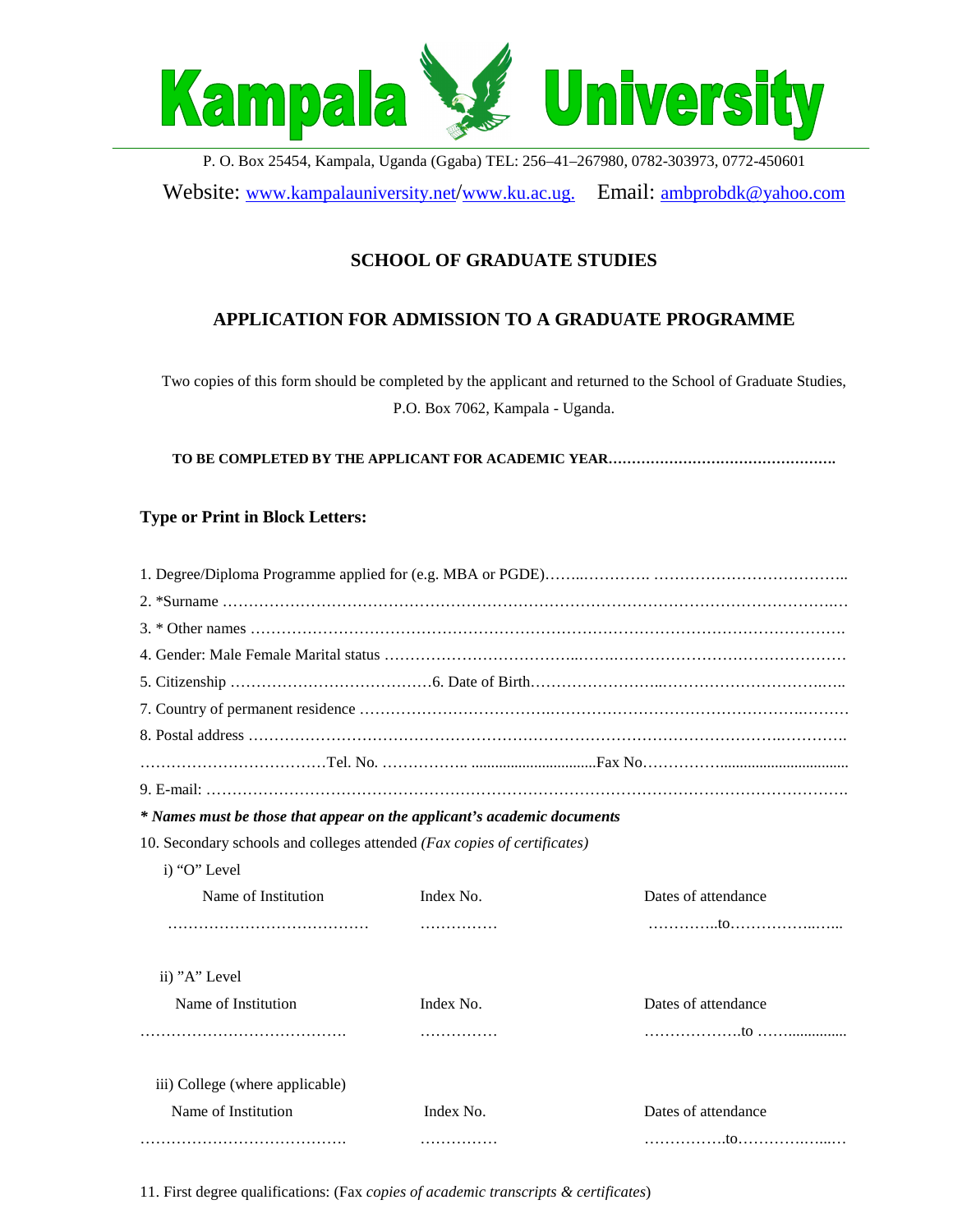# Kampala University

P. O. Box 25454, Kampala, Uganda (Ggaba) TEL: 256–41–267980, 0782-303973, 0772-450601

Website: www.kampalauniversity.net/www.ku.ac.ug. Email: ambprobdk@yahoo.com

## SCHOOL OF GRADUATE STUDIES

## APPLICATION FOR ADMISSION TO A GRADUATE PROGRAMME

Two copies of this form should be completed by the applicant and returned to the School of Graduate Studies, P.O. Box 7062, Kampala - Uganda.

**TO BE COMPLETED BY THE APPLICANT FOR ACADEMIC YEAR…………………………………………**

**Type or Print in Block Letters:**

1. Degree/Diploma Programme applied for (e.g. MBA or PGDE)……..…………. ………………………………..
2. *Surname ………………………………………………………………………………………………………….
3. * Other names …………………………………………………………………………………………………….
4. Gender: Male Female Marital status ………………………………..……..………………………………………
5. Citizenship …………………………………6. Date of Birth……………………..……………………………..…..
7. Country of permanent residence ……………………………….………………………………………….………
8. Postal address ……………………………………………………………………………………….………….

………………………………Tel. No. …………….. ...............................Fax No…………….................................

9. E-mail: ………………………………………………………………………………………………………….

***\* Names must be those that appear on the applicant's academic documents***

10. Secondary schools and colleges attended *(Fax copies of certificates)*

i) "O" Level

| Name of Institution | Index No. | Dates of attendance |
|---|---|---|
| ………………………………… | …………… | …………..to……………..…... |

ii) "A" Level

| Name of Institution | Index No. | Dates of attendance |
|---|---|---|
| …………………………………. | …………… | ………………to ……............. |

iii) College (where applicable)

| Name of Institution | Index No. | Dates of attendance |
|---|---|---|
| …………………………………. | …………… | …………….to…………….....… |

11. First degree qualifications: (Fax *copies of academic transcripts & certificates*)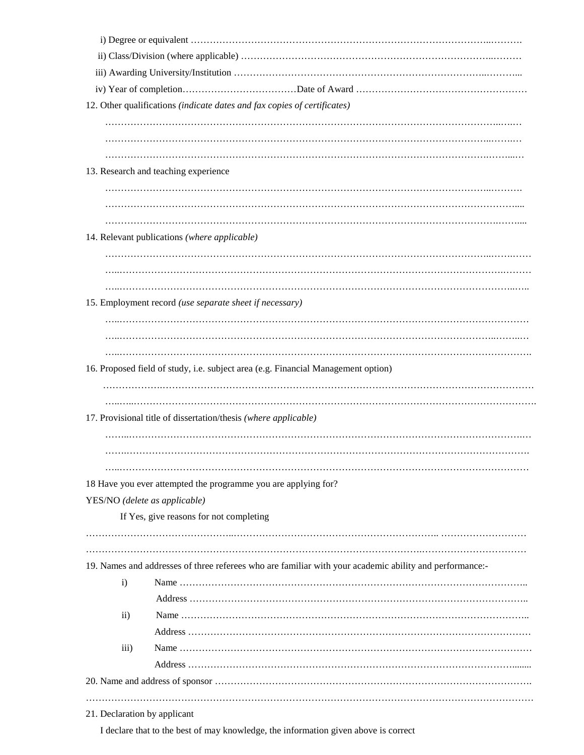i) Degree or equivalent ……………………………………………………………………………………..……….

ii) Class/Division (where applicable) ………………………………………………………………..………

iii) Awarding University/Institution ……………………………………………………………..………...

iv) Year of completion………………………………Date of Award ……………………………………………

12. Other qualifications *(indicate dates and fax copies of certificates)*

……………………………………………………………………………………………………………..…..…

……………………………………………………………………………………………………………..…..…

……………………………………………………………………………………………………………..…...…

13. Research and teaching experience

……………………………………………………………………………………………………………..……….

………………………………………………………………………………………………………………....

……………………………………………………………………………………………………………..…....

14. Relevant publications *(where applicable)*

……………………………………………………………………………………………………………..………

…..………………………………………………………………………………………………………….………

…..…………………………………………………………………………………………………………..…..

15. Employment record *(use separate sheet if necessary)*

…..…………………………………………………………………………………………………………………

…..………………………………………………………………………………………………………..……..…

…..…………………………………………………………………………………………………………………

16. Proposed field of study, i.e. subject area (e.g. Financial Management option)

…………………………………………………………………………………………………………………

…..…..………………………………………………………………………………………………………….

17. Provisional title of dissertation/thesis *(where applicable)*

……..………………………………………………………………………………………………………….…

…….……………………………………………………………………………………………………………….

…..…………………………………………………………………………………………………………………

18 Have you ever attempted the programme you are applying for?

YES/NO *(delete as applicable)*

If Yes, give reasons for not completing

…………………………………………………………………………………………. ………………………

…………………………………………………………………………………………….……………………………

19. Names and addresses of three referees who are familiar with your academic ability and performance:-

i) Name ……………………………………………………………………………………………..

Address ……………………………………………………………………………………………..

ii) Name ……………………………………………………………………………………………..

Address …………………………………………………………………………………………………

iii) Name …………………………………………………………………………………………………

Address ………………………………………………………………………………………….......

20. Name and address of sponsor ……………………………………………………………………………………….

……………………………………………………………………………………………………………………………

21. Declaration by applicant

I declare that to the best of may knowledge, the information given above is correct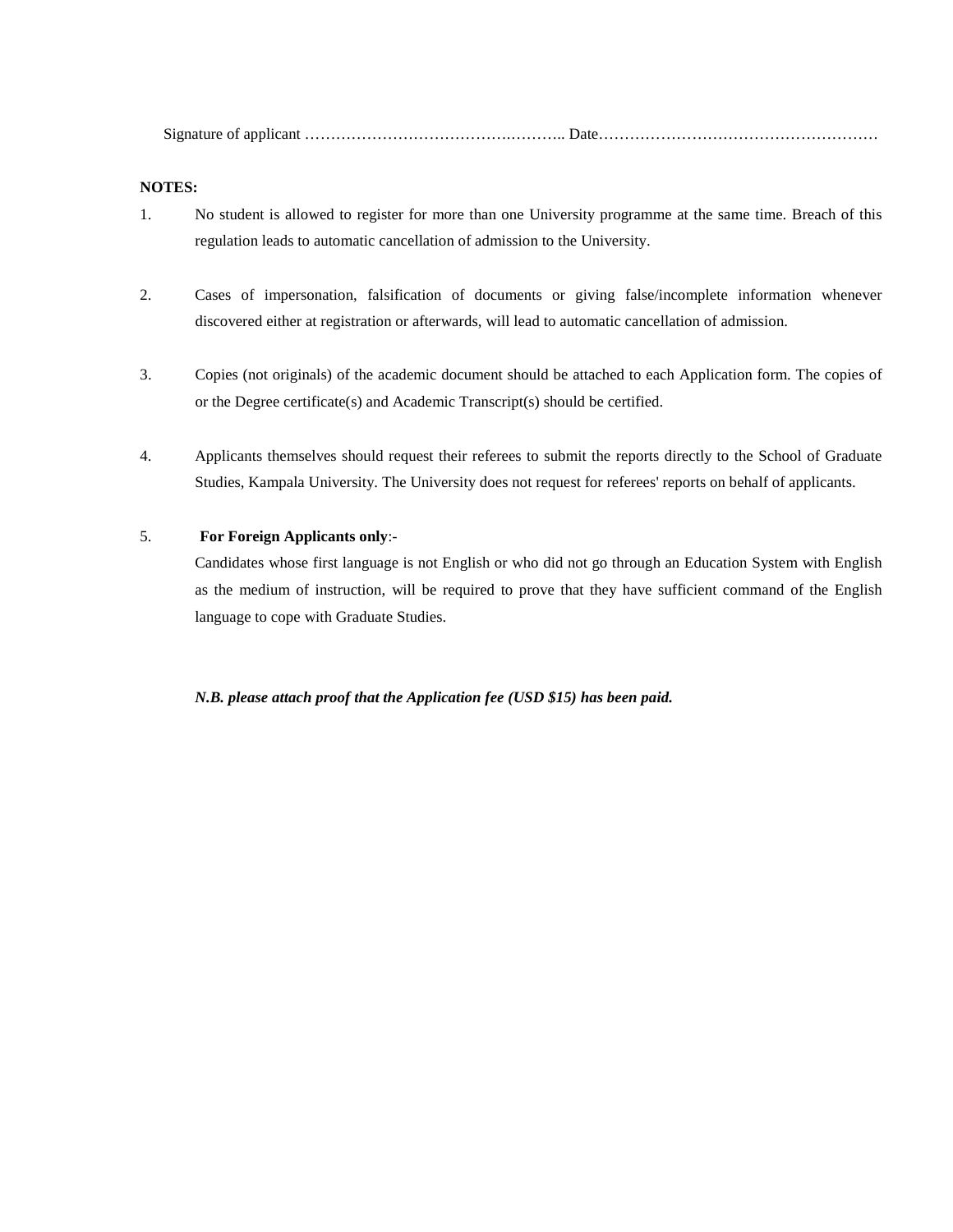Signature of applicant …………………………………….……….. Date………………………………………………

**NOTES:**

1. No student is allowed to register for more than one University programme at the same time. Breach of this regulation leads to automatic cancellation of admission to the University.

2. Cases of impersonation, falsification of documents or giving false/incomplete information whenever discovered either at registration or afterwards, will lead to automatic cancellation of admission.

3. Copies (not originals) of the academic document should be attached to each Application form. The copies of or the Degree certificate(s) and Academic Transcript(s) should be certified.

4. Applicants themselves should request their referees to submit the reports directly to the School of Graduate Studies, Kampala University. The University does not request for referees' reports on behalf of applicants.

5. **For Foreign Applicants only**:-
   Candidates whose first language is not English or who did not go through an Education System with English as the medium of instruction, will be required to prove that they have sufficient command of the English language to cope with Graduate Studies.

***N.B. please attach proof that the Application fee (USD $15) has been paid.***